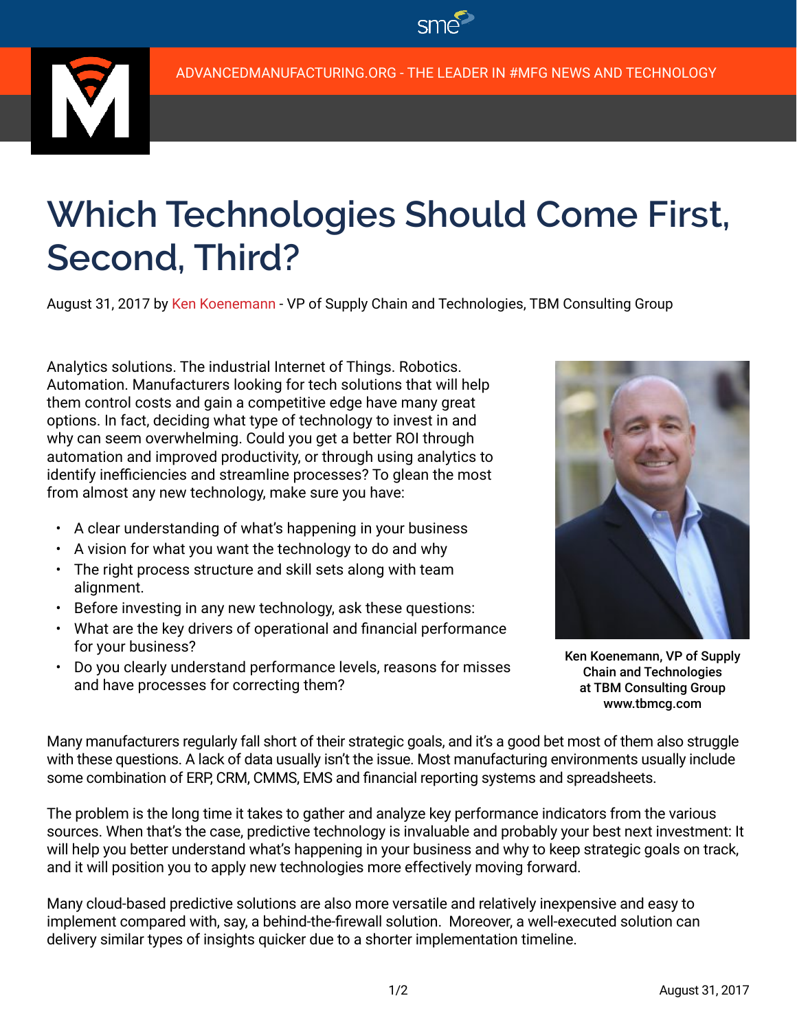# Which Technologies Should Come First, Second, Third?

August 31, 2017 by Ken Koenemann - VP of Supply Chain and Technologies, TBM Consulting Group

Analytics solutions. The industrial Internet of Things. Robotics. Automation. Manufacturers looking for tech solutions that will help them control costs and gain a competitive edge have many great options. In fact, deciding what type of technology to invest in and why can seem overwhelming. Could you get a better ROI through automation and improved productivity, or through using analytics to identify inefficiencies and streamline processes? To glean the most from almost any new technology, make sure you have:

- A clear understanding of what's happening in your business
- A vision for what you want the technology to do and why
- The right process structure and skill sets along with team alignment.
- Before investing in any new technology, ask these questions:
- What are the key drivers of operational and financial performance for your business?
- Do you clearly understand performance levels, reasons for misses and have processes for correcting them?

Ken Koenemann, VP of Supply Chain and Technologies at TBM Consulting Group www.tbmcg.com

Many manufacturers regularly fall short of their strategic goals, and it's a good bet most of them also struggle with these questions. A lack of data usually isn't the issue. Most manufacturing environments usually include some combination of ERP, CRM, CMMS, EMS and financial reporting systems and spreadsheets.

The problem is the long time it takes to gather and analyze key performance indicators from the various sources. When that's the case, predictive technology is invaluable and probably your best next investment: It will help you better understand what's happening in your business and why to keep strategic goals on track, and it will position you to apply new technologies more effectively moving forward.

Many cloud-based predictive solutions are also more versatile and relatively inexpensive and easy to implement compared with, say, a behind-the-firewall solution. Moreover, a well-executed solution can delivery similar types of insights quicker due to a shorter implementation timeline.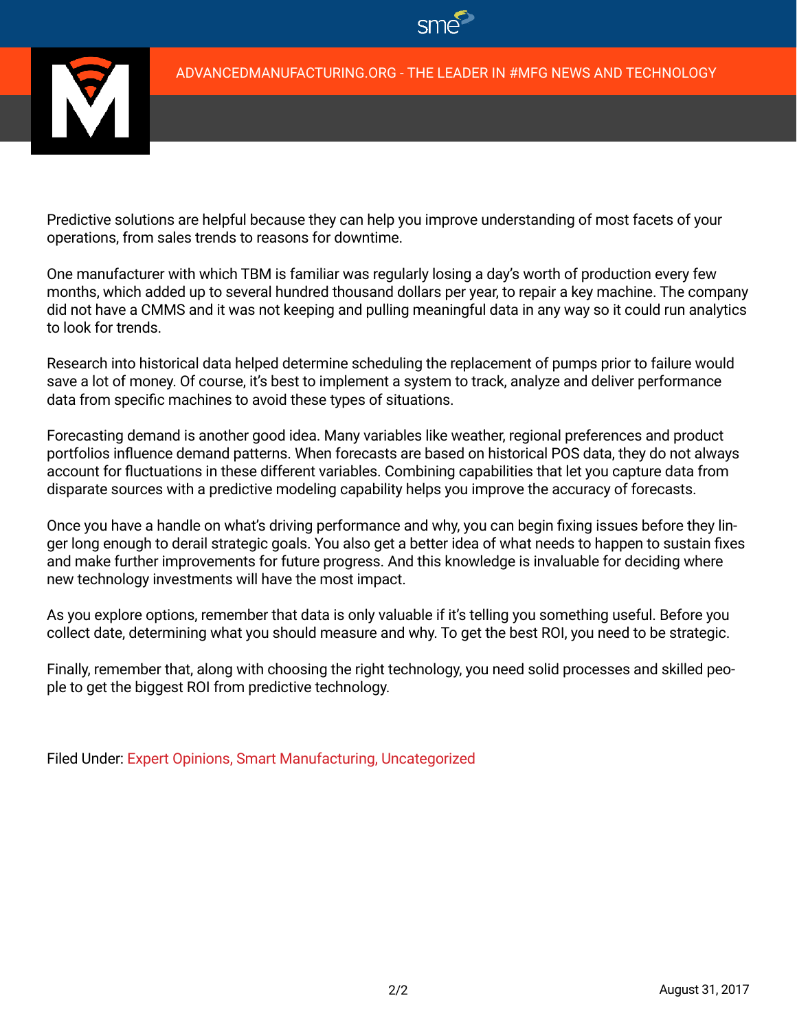Predictive solutions are helpful because they can help you improve understanding of most facets of your operations, from sales trends to reasons for downtime.

One manufacturer with which TBM is familiar was regularly losing a day's worth of production every few months, which added up to several hundred thousand dollars per year, to repair a key machine. The company did not have a CMMS and it was not keeping and pulling meaningful data in any way so it could run analytics to look for trends.

Research into historical data helped determine scheduling the replacement of pumps prior to failure would save a lot of money. Of course, it's best to implement a system to track, analyze and deliver performance data from specific machines to avoid these types of situations.

Forecasting demand is another good idea. Many variables like weather, regional preferences and product portfolios influence demand patterns. When forecasts are based on historical POS data, they do not always account for fluctuations in these different variables. Combining capabilities that let you capture data from disparate sources with a predictive modeling capability helps you improve the accuracy of forecasts.

Once you have a handle on what's driving performance and why, you can begin fixing issues before they linger long enough to derail strategic goals. You also get a better idea of what needs to happen to sustain fixes and make further improvements for future progress. And this knowledge is invaluable for deciding where new technology investments will have the most impact.

As you explore options, remember that data is only valuable if it's telling you something useful. Before you collect date, determining what you should measure and why. To get the best ROI, you need to be strategic.

Finally, remember that, along with choosing the right technology, you need solid processes and skilled people to get the biggest ROI from predictive technology.

Filed Under: Expert Opinions, Smart Manufacturing, Uncategorized